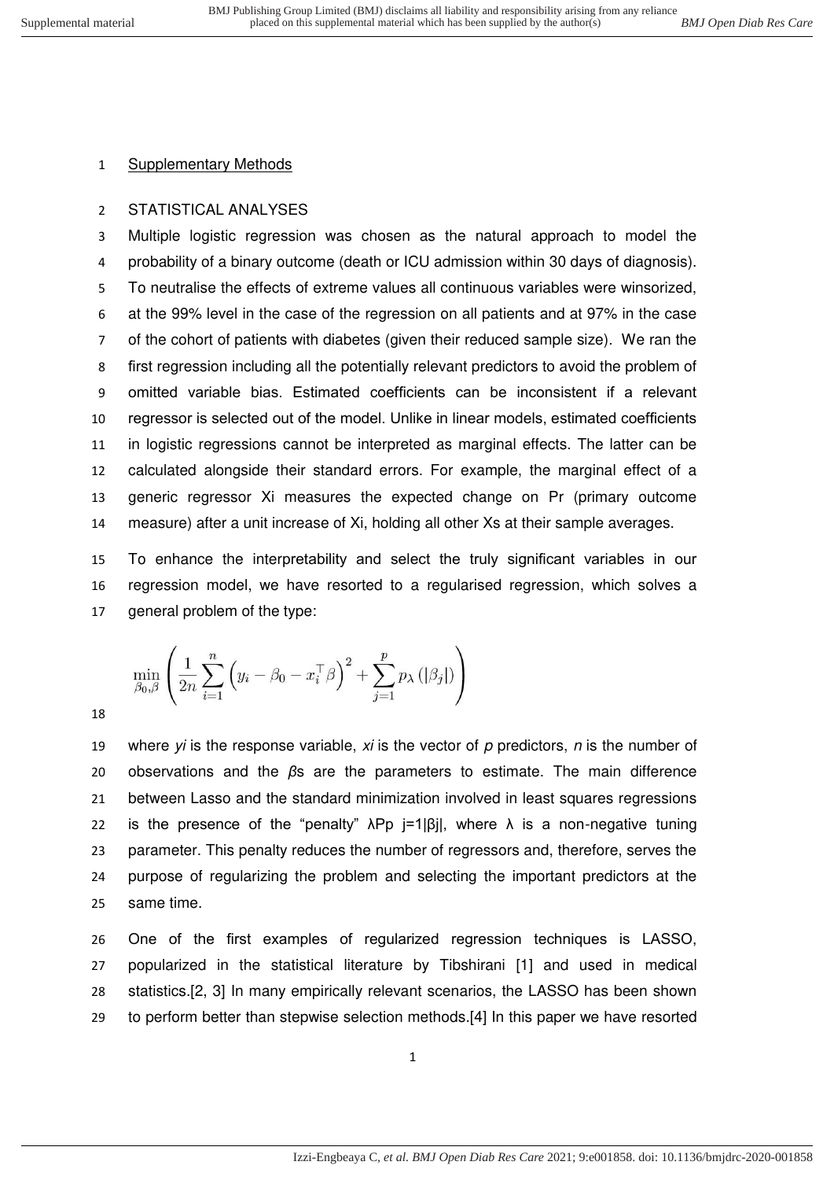Supplementary Methods

STATISTICAL ANALYSES

Multiple logistic regression was chosen as the natural approach to model the probability of a binary outcome (death or ICU admission within 30 days of diagnosis). To neutralise the effects of extreme values all continuous variables were winsorized, at the 99% level in the case of the regression on all patients and at 97% in the case of the cohort of patients with diabetes (given their reduced sample size). We ran the first regression including all the potentially relevant predictors to avoid the problem of omitted variable bias. Estimated coefficients can be inconsistent if a relevant regressor is selected out of the model. Unlike in linear models, estimated coefficients in logistic regressions cannot be interpreted as marginal effects. The latter can be calculated alongside their standard errors. For example, the marginal effect of a generic regressor Xi measures the expected change on Pr (primary outcome measure) after a unit increase of Xi, holding all other Xs at their sample averages.

To enhance the interpretability and select the truly significant variables in our regression model, we have resorted to a regularised regression, which solves a general problem of the type:

$$\min_{\beta_0,\beta}\left(\frac{1}{2n}\sum_{i=1}^{n}\left(y_i-\beta_0-x_i^{\top}\beta\right)^2+\sum_{j=1}^{p}p_{\lambda}\left(|\beta_j|\right)\right)$$

where *yi* is the response variable, *xi* is the vector of *p* predictors, *n* is the number of observations and the *β*s are the parameters to estimate. The main difference between Lasso and the standard minimization involved in least squares regressions is the presence of the "penalty" λPp j=1|βj|, where λ is a non-negative tuning parameter. This penalty reduces the number of regressors and, therefore, serves the purpose of regularizing the problem and selecting the important predictors at the same time.

One of the first examples of regularized regression techniques is LASSO, popularized in the statistical literature by Tibshirani [1] and used in medical statistics.[2, 3] In many empirically relevant scenarios, the LASSO has been shown to perform better than stepwise selection methods.[4] In this paper we have resorted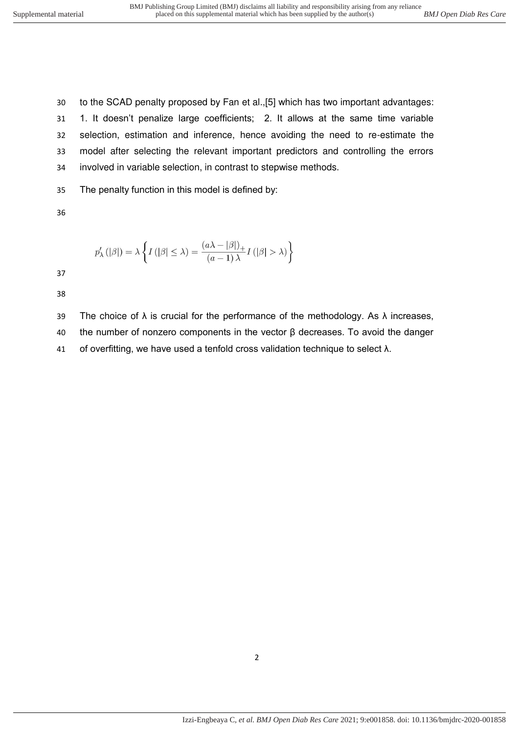to the SCAD penalty proposed by Fan et al.,[5] which has two important advantages: 1. It doesn't penalize large coefficients; 2. It allows at the same time variable selection, estimation and inference, hence avoiding the need to re-estimate the model after selecting the relevant important predictors and controlling the errors involved in variable selection, in contrast to stepwise methods.

The penalty function in this model is defined by:

$$p'_{\lambda}(|\beta|) = \lambda \left\{ I(|\beta| \leq \lambda) = \frac{(a\lambda - |\beta|)_{+}}{(a-1)\lambda} I(|\beta| > \lambda) \right\}$$

The choice of $\lambda$ is crucial for the performance of the methodology. As $\lambda$ increases, the number of nonzero components in the vector $\beta$ decreases. To avoid the danger of overfitting, we have used a tenfold cross validation technique to select $\lambda$.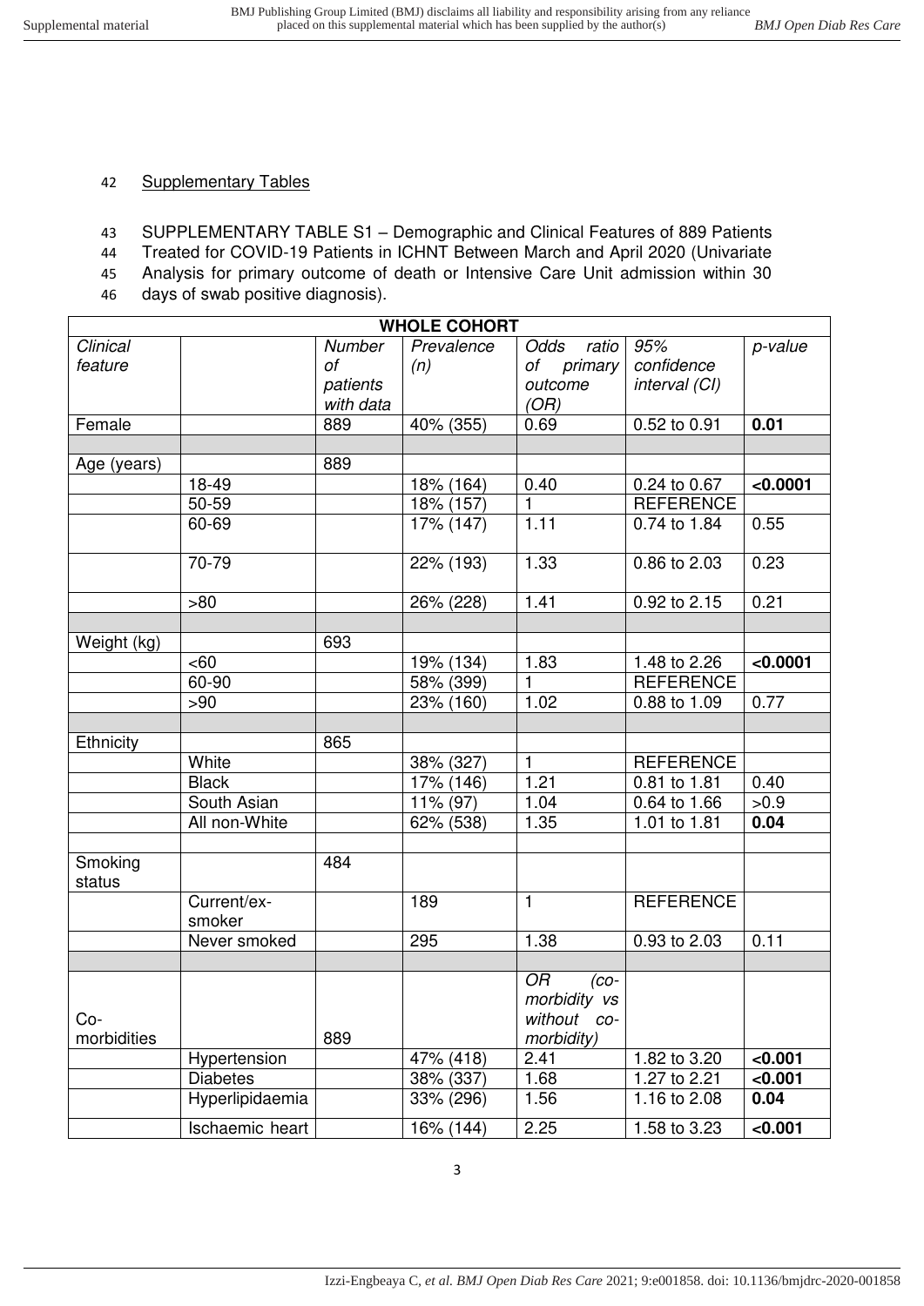Supplementary Tables

SUPPLEMENTARY TABLE S1 – Demographic and Clinical Features of 889 Patients Treated for COVID-19 Patients in ICHNT Between March and April 2020 (Univariate Analysis for primary outcome of death or Intensive Care Unit admission within 30 days of swab positive diagnosis).

| **WHOLE COHORT** | | | | | | |
|---|---|---|---|---|---|---|
| *Clinical feature* | | *Number of patients with data* | *Prevalence (n)* | *Odds ratio of primary outcome (OR)* | *95% confidence interval (CI)* | *p-value* |
| Female | | 889 | 40% (355) | 0.69 | 0.52 to 0.91 | **0.01** |
| | | | | | | |
| Age (years) | | 889 | | | | |
| | 18-49 | | 18% (164) | 0.40 | 0.24 to 0.67 | **<0.0001** |
| | 50-59 | | 18% (157) | 1 | REFERENCE | |
| | 60-69 | | 17% (147) | 1.11 | 0.74 to 1.84 | 0.55 |
| | 70-79 | | 22% (193) | 1.33 | 0.86 to 2.03 | 0.23 |
| | >80 | | 26% (228) | 1.41 | 0.92 to 2.15 | 0.21 |
| | | | | | | |
| Weight (kg) | | 693 | | | | |
| | <60 | | 19% (134) | 1.83 | 1.48 to 2.26 | **<0.0001** |
| | 60-90 | | 58% (399) | 1 | REFERENCE | |
| | >90 | | 23% (160) | 1.02 | 0.88 to 1.09 | 0.77 |
| | | | | | | |
| Ethnicity | | 865 | | | | |
| | White | | 38% (327) | 1 | REFERENCE | |
| | Black | | 17% (146) | 1.21 | 0.81 to 1.81 | 0.40 |
| | South Asian | | 11% (97) | 1.04 | 0.64 to 1.66 | >0.9 |
| | All non-White | | 62% (538) | 1.35 | 1.01 to 1.81 | **0.04** |
| | | | | | | |
| Smoking status | | 484 | | | | |
| | Current/ex-smoker | | 189 | 1 | REFERENCE | |
| | Never smoked | | 295 | 1.38 | 0.93 to 2.03 | 0.11 |
| | | | | | | |
| Co-morbidities | | 889 | | *OR (co-morbidity vs without co-morbidity)* | | |
| | Hypertension | | 47% (418) | 2.41 | 1.82 to 3.20 | **<0.001** |
| | Diabetes | | 38% (337) | 1.68 | 1.27 to 2.21 | **<0.001** |
| | Hyperlipidaemia | | 33% (296) | 1.56 | 1.16 to 2.08 | **0.04** |
| | Ischaemic heart | | 16% (144) | 2.25 | 1.58 to 3.23 | **<0.001** |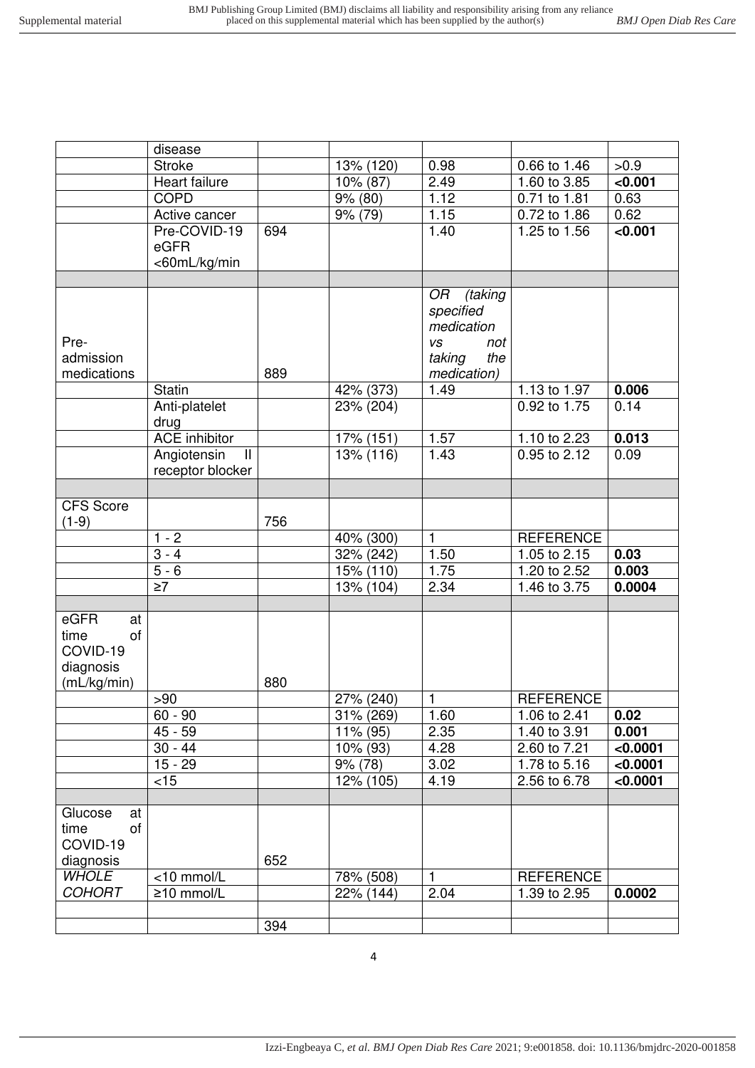| | | | | | | |
|---|---|---|---|---|---|---|
| | disease | | | | | |
| | Stroke | | 13% (120) | 0.98 | 0.66 to 1.46 | >0.9 |
| | Heart failure | | 10% (87) | 2.49 | 1.60 to 3.85 | **<0.001** |
| | COPD | | 9% (80) | 1.12 | 0.71 to 1.81 | 0.63 |
| | Active cancer | | 9% (79) | 1.15 | 0.72 to 1.86 | 0.62 |
| | Pre-COVID-19 eGFR <60mL/kg/min | 694 | | 1.40 | 1.25 to 1.56 | **<0.001** |
| | | | | | | |
| Pre-admission medications | | 889 | | *OR (taking specified medication vs not taking the medication)* | | |
| | Statin | | 42% (373) | 1.49 | 1.13 to 1.97 | **0.006** |
| | Anti-platelet drug | | 23% (204) | | 0.92 to 1.75 | 0.14 |
| | ACE inhibitor | | 17% (151) | 1.57 | 1.10 to 2.23 | **0.013** |
| | Angiotensin II receptor blocker | | 13% (116) | 1.43 | 0.95 to 2.12 | 0.09 |
| | | | | | | |
| CFS Score (1-9) | | 756 | | | | |
| | 1 - 2 | | 40% (300) | 1 | REFERENCE | |
| | 3 - 4 | | 32% (242) | 1.50 | 1.05 to 2.15 | **0.03** |
| | 5 - 6 | | 15% (110) | 1.75 | 1.20 to 2.52 | **0.003** |
| | ≥7 | | 13% (104) | 2.34 | 1.46 to 3.75 | **0.0004** |
| | | | | | | |
| eGFR at time of COVID-19 diagnosis (mL/kg/min) | | 880 | | | | |
| | >90 | | 27% (240) | 1 | REFERENCE | |
| | 60 - 90 | | 31% (269) | 1.60 | 1.06 to 2.41 | **0.02** |
| | 45 - 59 | | 11% (95) | 2.35 | 1.40 to 3.91 | **0.001** |
| | 30 - 44 | | 10% (93) | 4.28 | 2.60 to 7.21 | **<0.0001** |
| | 15 - 29 | | 9% (78) | 3.02 | 1.78 to 5.16 | **<0.0001** |
| | <15 | | 12% (105) | 4.19 | 2.56 to 6.78 | **<0.0001** |
| | | | | | | |
| Glucose at time of COVID-19 diagnosis | | 652 | | | | |
| *WHOLE COHORT* | <10 mmol/L | | 78% (508) | 1 | REFERENCE | |
| | ≥10 mmol/L | | 22% (144) | 2.04 | 1.39 to 2.95 | **0.0002** |
| | | | | | | |
| | | 394 | | | | |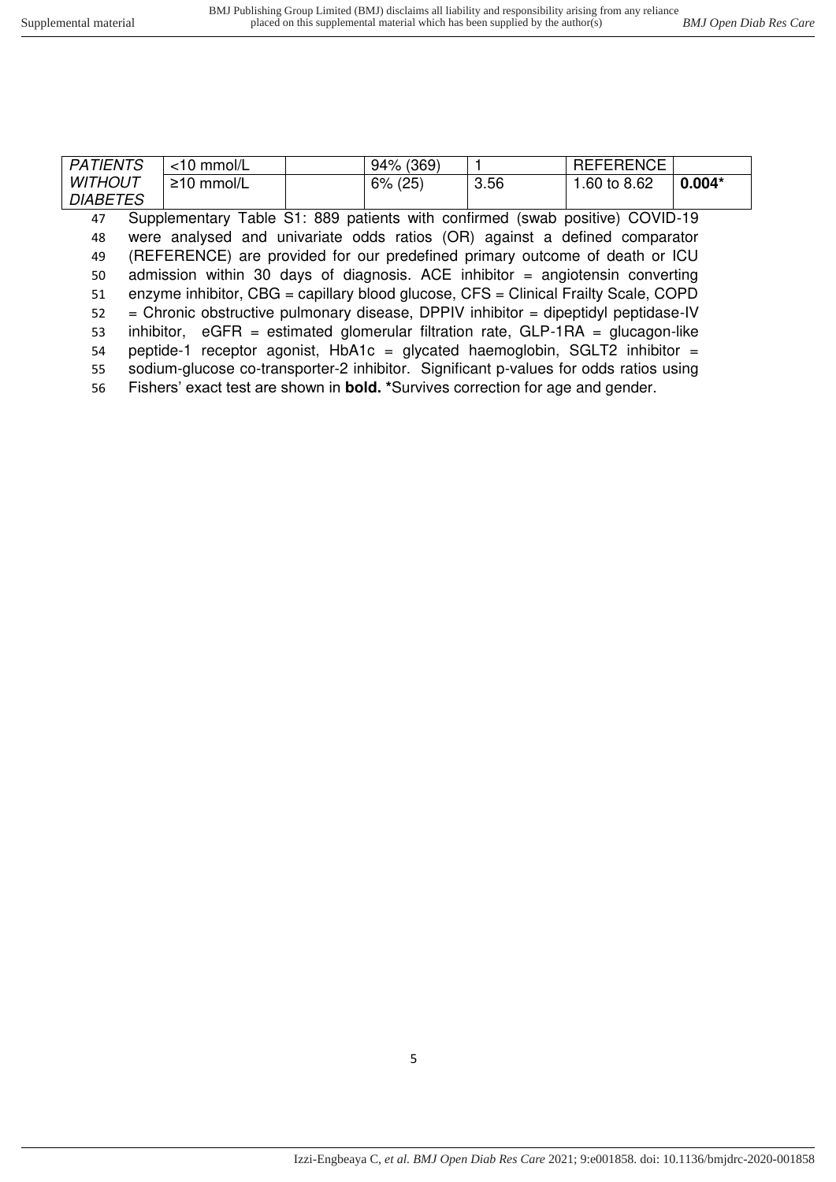| | | | | | | |
|---|---|---|---|---|---|---|
| *PATIENTS WITHOUT DIABETES* | <10 mmol/L | | 94% (369) | 1 | REFERENCE | |
| | ≥10 mmol/L | | 6% (25) | 3.56 | 1.60 to 8.62 | **0.004*** |

Supplementary Table S1: 889 patients with confirmed (swab positive) COVID-19 were analysed and univariate odds ratios (OR) against a defined comparator (REFERENCE) are provided for our predefined primary outcome of death or ICU admission within 30 days of diagnosis. ACE inhibitor = angiotensin converting enzyme inhibitor, CBG = capillary blood glucose, CFS = Clinical Frailty Scale, COPD = Chronic obstructive pulmonary disease, DPPIV inhibitor = dipeptidyl peptidase-IV inhibitor, eGFR = estimated glomerular filtration rate, GLP-1RA = glucagon-like peptide-1 receptor agonist, HbA1c = glycated haemoglobin, SGLT2 inhibitor = sodium-glucose co-transporter-2 inhibitor. Significant p-values for odds ratios using Fishers' exact test are shown in **bold.** *Survives correction for age and gender.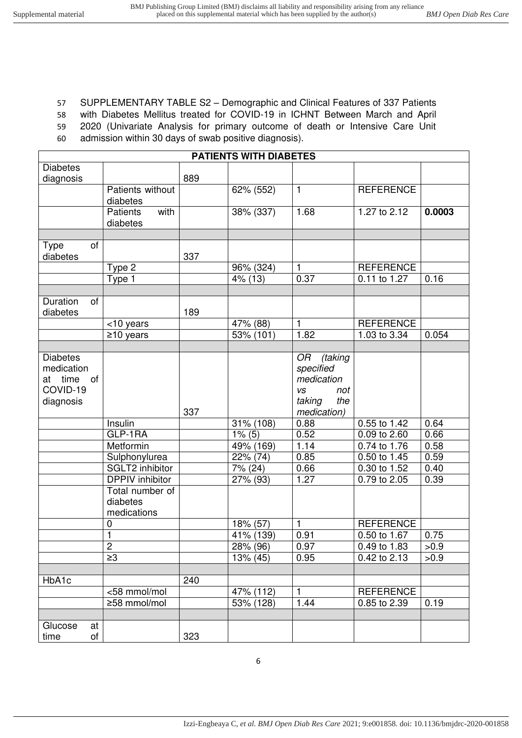SUPPLEMENTARY TABLE S2 – Demographic and Clinical Features of 337 Patients with Diabetes Mellitus treated for COVID-19 in ICHNT Between March and April 2020 (Univariate Analysis for primary outcome of death or Intensive Care Unit admission within 30 days of swab positive diagnosis).

| **PATIENTS WITH DIABETES** | | | | | | |
|---|---|---|---|---|---|---|
| Diabetes diagnosis | | 889 | | | | |
| | Patients without diabetes | | 62% (552) | 1 | REFERENCE | |
| | Patients with diabetes | | 38% (337) | 1.68 | 1.27 to 2.12 | **0.0003** |
| | | | | | | |
| Type of diabetes | | 337 | | | | |
| | Type 2 | | 96% (324) | 1 | REFERENCE | |
| | Type 1 | | 4% (13) | 0.37 | 0.11 to 1.27 | 0.16 |
| | | | | | | |
| Duration of diabetes | | 189 | | | | |
| | <10 years | | 47% (88) | 1 | REFERENCE | |
| | ≥10 years | | 53% (101) | 1.82 | 1.03 to 3.34 | 0.054 |
| | | | | | | |
| Diabetes medication at time of COVID-19 diagnosis | | 337 | | *OR (taking specified medication vs not taking the medication)* | | |
| | Insulin | | 31% (108) | 0.88 | 0.55 to 1.42 | 0.64 |
| | GLP-1RA | | 1% (5) | 0.52 | 0.09 to 2.60 | 0.66 |
| | Metformin | | 49% (169) | 1.14 | 0.74 to 1.76 | 0.58 |
| | Sulphonylurea | | 22% (74) | 0.85 | 0.50 to 1.45 | 0.59 |
| | SGLT2 inhibitor | | 7% (24) | 0.66 | 0.30 to 1.52 | 0.40 |
| | DPPIV inhibitor | | 27% (93) | 1.27 | 0.79 to 2.05 | 0.39 |
| | Total number of diabetes medications | | | | | |
| | 0 | | 18% (57) | 1 | REFERENCE | |
| | 1 | | 41% (139) | 0.91 | 0.50 to 1.67 | 0.75 |
| | 2 | | 28% (96) | 0.97 | 0.49 to 1.83 | >0.9 |
| | ≥3 | | 13% (45) | 0.95 | 0.42 to 2.13 | >0.9 |
| | | | | | | |
| HbA1c | | 240 | | | | |
| | <58 mmol/mol | | 47% (112) | 1 | REFERENCE | |
| | ≥58 mmol/mol | | 53% (128) | 1.44 | 0.85 to 2.39 | 0.19 |
| | | | | | | |
| Glucose at time of | | 323 | | | | |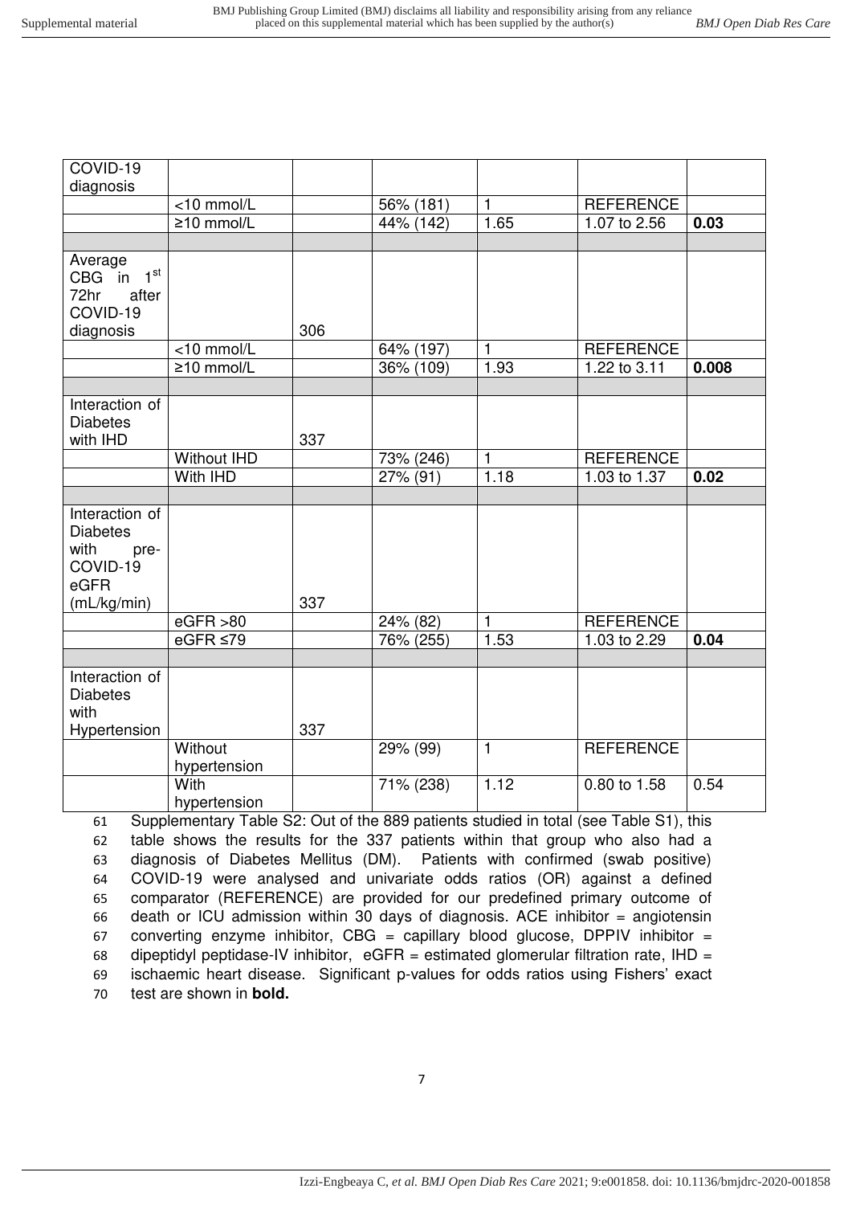| | | | | | | |
|---|---|---|---|---|---|---|
| COVID-19 diagnosis | | | | | | |
| | <10 mmol/L | | 56% (181) | 1 | REFERENCE | |
| | ≥10 mmol/L | | 44% (142) | 1.65 | 1.07 to 2.56 | **0.03** |
| | | | | | | |
| Average CBG in 1st 72hr after COVID-19 diagnosis | | 306 | | | | |
| | <10 mmol/L | | 64% (197) | 1 | REFERENCE | |
| | ≥10 mmol/L | | 36% (109) | 1.93 | 1.22 to 3.11 | **0.008** |
| | | | | | | |
| Interaction of Diabetes with IHD | | 337 | | | | |
| | Without IHD | | 73% (246) | 1 | REFERENCE | |
| | With IHD | | 27% (91) | 1.18 | 1.03 to 1.37 | **0.02** |
| | | | | | | |
| Interaction of Diabetes with pre-COVID-19 eGFR (mL/kg/min) | | 337 | | | | |
| | eGFR >80 | | 24% (82) | 1 | REFERENCE | |
| | eGFR ≤79 | | 76% (255) | 1.53 | 1.03 to 2.29 | **0.04** |
| | | | | | | |
| Interaction of Diabetes with Hypertension | | 337 | | | | |
| | Without hypertension | | 29% (99) | 1 | REFERENCE | |
| | With hypertension | | 71% (238) | 1.12 | 0.80 to 1.58 | 0.54 |

Supplementary Table S2: Out of the 889 patients studied in total (see Table S1), this table shows the results for the 337 patients within that group who also had a diagnosis of Diabetes Mellitus (DM). Patients with confirmed (swab positive) COVID-19 were analysed and univariate odds ratios (OR) against a defined comparator (REFERENCE) are provided for our predefined primary outcome of death or ICU admission within 30 days of diagnosis. ACE inhibitor = angiotensin converting enzyme inhibitor, CBG = capillary blood glucose, DPPIV inhibitor = dipeptidyl peptidase-IV inhibitor, eGFR = estimated glomerular filtration rate, IHD = ischaemic heart disease. Significant p-values for odds ratios using Fishers' exact test are shown in **bold.**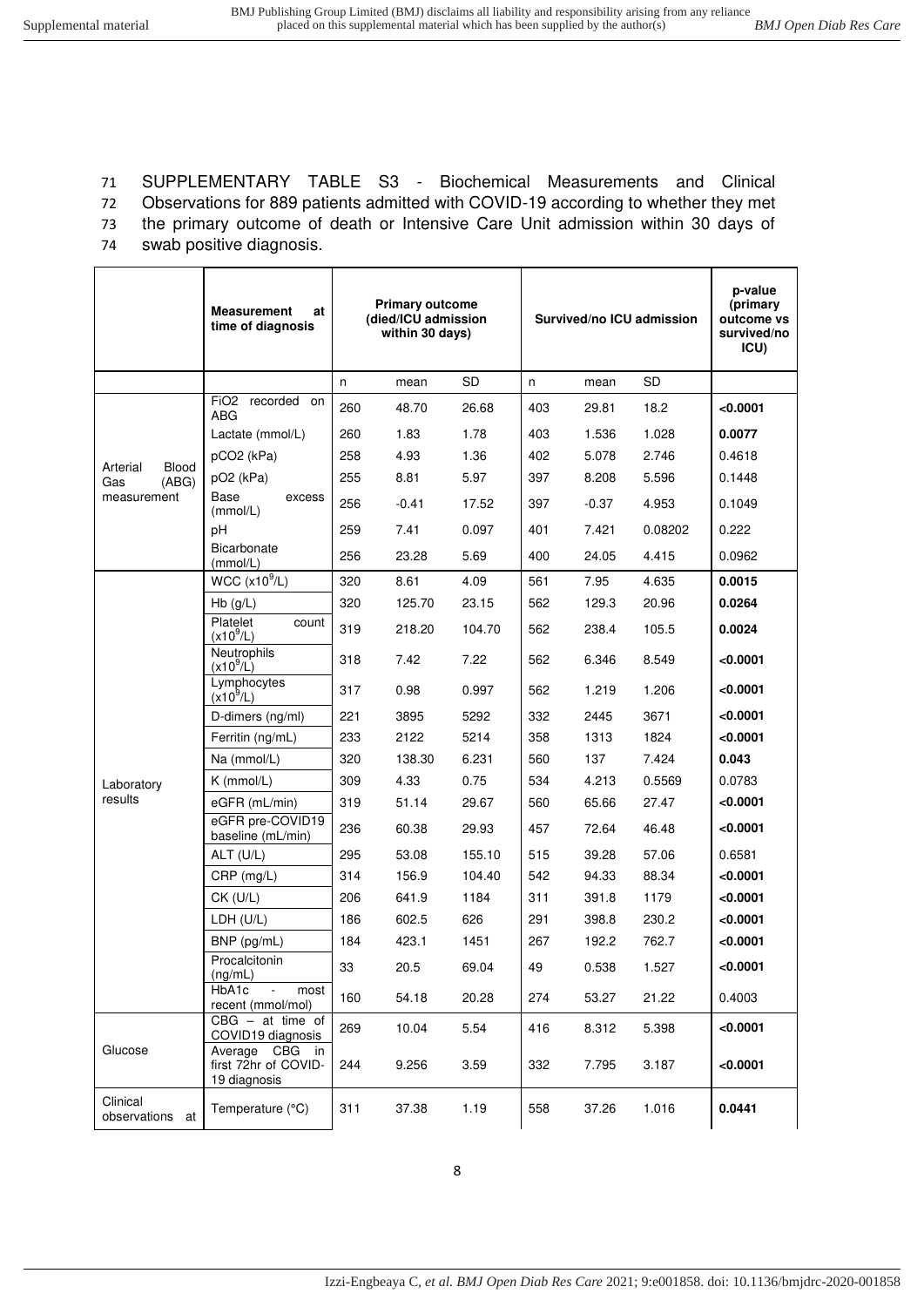SUPPLEMENTARY TABLE S3 - Biochemical Measurements and Clinical Observations for 889 patients admitted with COVID-19 according to whether they met the primary outcome of death or Intensive Care Unit admission within 30 days of swab positive diagnosis.

| | **Measurement at time of diagnosis** | **Primary outcome (died/ICU admission within 30 days)** | | | **Survived/no ICU admission** | | | **p-value (primary outcome vs survived/no ICU)** |
|---|---|---|---|---|---|---|---|---|
| | | n | mean | SD | n | mean | SD | |
| Arterial Blood Gas (ABG) measurement | $FiO_2$ recorded on ABG | 260 | 48.70 | 26.68 | 403 | 29.81 | 18.2 | **<0.0001** |
| | Lactate (mmol/L) | 260 | 1.83 | 1.78 | 403 | 1.536 | 1.028 | **0.0077** |
| | $pCO_2$ (kPa) | 258 | 4.93 | 1.36 | 402 | 5.078 | 2.746 | 0.4618 |
| | $pO_2$ (kPa) | 255 | 8.81 | 5.97 | 397 | 8.208 | 5.596 | 0.1448 |
| | Base excess (mmol/L) | 256 | -0.41 | 17.52 | 397 | -0.37 | 4.953 | 0.1049 |
| | pH | 259 | 7.41 | 0.097 | 401 | 7.421 | 0.08202 | 0.222 |
| | Bicarbonate (mmol/L) | 256 | 23.28 | 5.69 | 400 | 24.05 | 4.415 | 0.0962 |
| Laboratory results | WCC ($x10^9$/L) | 320 | 8.61 | 4.09 | 561 | 7.95 | 4.635 | **0.0015** |
| | Hb (g/L) | 320 | 125.70 | 23.15 | 562 | 129.3 | 20.96 | **0.0264** |
| | Platelet count ($x10^9$/L) | 319 | 218.20 | 104.70 | 562 | 238.4 | 105.5 | **0.0024** |
| | Neutrophils ($x10^9$/L) | 318 | 7.42 | 7.22 | 562 | 6.346 | 8.549 | **<0.0001** |
| | Lymphocytes ($x10^9$/L) | 317 | 0.98 | 0.997 | 562 | 1.219 | 1.206 | **<0.0001** |
| | D-dimers (ng/ml) | 221 | 3895 | 5292 | 332 | 2445 | 3671 | **<0.0001** |
| | Ferritin (ng/mL) | 233 | 2122 | 5214 | 358 | 1313 | 1824 | **<0.0001** |
| | Na (mmol/L) | 320 | 138.30 | 6.231 | 560 | 137 | 7.424 | **0.043** |
| | K (mmol/L) | 309 | 4.33 | 0.75 | 534 | 4.213 | 0.5569 | 0.0783 |
| | eGFR (mL/min) | 319 | 51.14 | 29.67 | 560 | 65.66 | 27.47 | **<0.0001** |
| | eGFR pre-COVID19 baseline (mL/min) | 236 | 60.38 | 29.93 | 457 | 72.64 | 46.48 | **<0.0001** |
| | ALT (U/L) | 295 | 53.08 | 155.10 | 515 | 39.28 | 57.06 | 0.6581 |
| | CRP (mg/L) | 314 | 156.9 | 104.40 | 542 | 94.33 | 88.34 | **<0.0001** |
| | CK (U/L) | 206 | 641.9 | 1184 | 311 | 391.8 | 1179 | **<0.0001** |
| | LDH (U/L) | 186 | 602.5 | 626 | 291 | 398.8 | 230.2 | **<0.0001** |
| | BNP (pg/mL) | 184 | 423.1 | 1451 | 267 | 192.2 | 762.7 | **<0.0001** |
| | Procalcitonin (ng/mL) | 33 | 20.5 | 69.04 | 49 | 0.538 | 1.527 | **<0.0001** |
| | HbA1c - most recent (mmol/mol) | 160 | 54.18 | 20.28 | 274 | 53.27 | 21.22 | 0.4003 |
| Glucose | CBG – at time of COVID19 diagnosis | 269 | 10.04 | 5.54 | 416 | 8.312 | 5.398 | **<0.0001** |
| | Average CBG in first 72hr of COVID-19 diagnosis | 244 | 9.256 | 3.59 | 332 | 7.795 | 3.187 | **<0.0001** |
| Clinical observations at | Temperature (°C) | 311 | 37.38 | 1.19 | 558 | 37.26 | 1.016 | **0.0441** |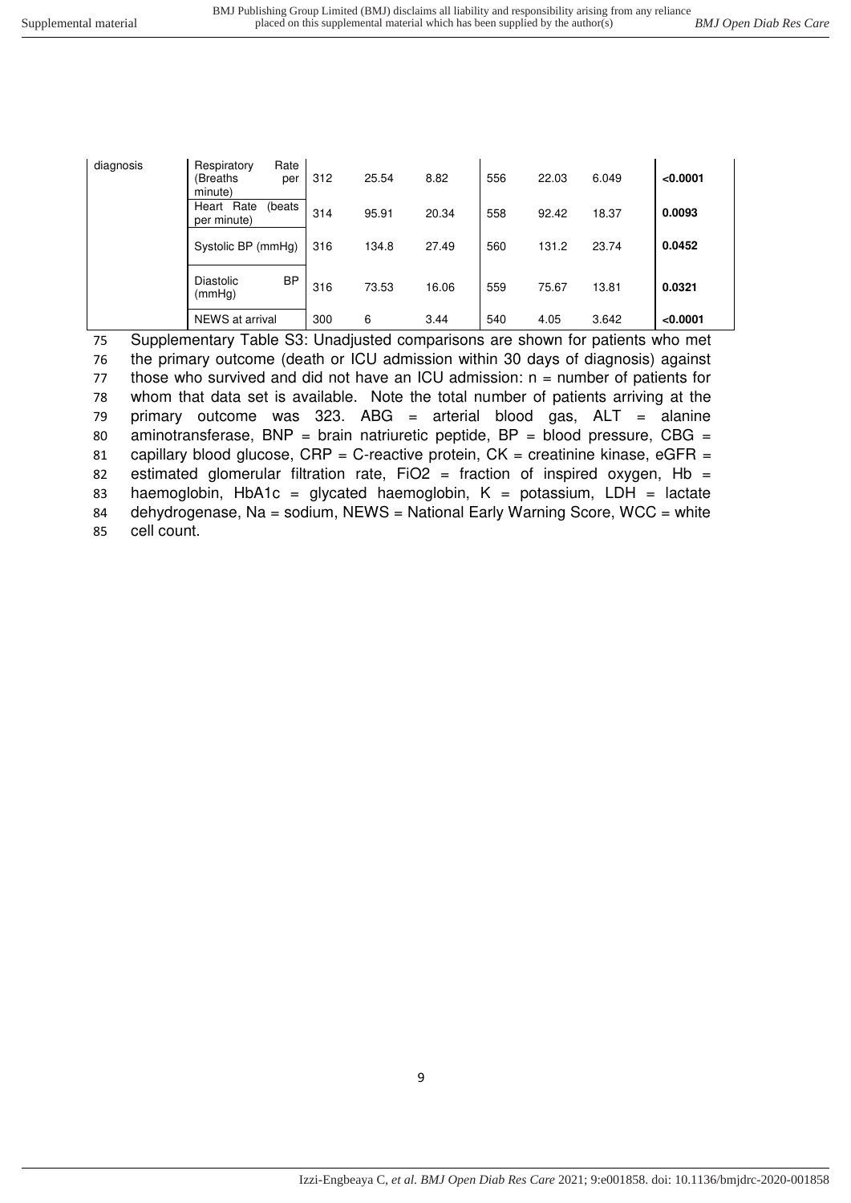| | | | | | | | | |
|---|---|---|---|---|---|---|---|---|
| diagnosis | Respiratory Rate (Breaths per minute) | 312 | 25.54 | 8.82 | 556 | 22.03 | 6.049 | **<0.0001** |
| | Heart Rate (beats per minute) | 314 | 95.91 | 20.34 | 558 | 92.42 | 18.37 | **0.0093** |
| | Systolic BP (mmHg) | 316 | 134.8 | 27.49 | 560 | 131.2 | 23.74 | **0.0452** |
| | Diastolic BP (mmHg) | 316 | 73.53 | 16.06 | 559 | 75.67 | 13.81 | **0.0321** |
| | NEWS at arrival | 300 | 6 | 3.44 | 540 | 4.05 | 3.642 | **<0.0001** |

Supplementary Table S3: Unadjusted comparisons are shown for patients who met the primary outcome (death or ICU admission within 30 days of diagnosis) against those who survived and did not have an ICU admission: n = number of patients for whom that data set is available. Note the total number of patients arriving at the primary outcome was 323. ABG = arterial blood gas, ALT = alanine aminotransferase, BNP = brain natriuretic peptide, BP = blood pressure, CBG = capillary blood glucose, CRP = C-reactive protein, CK = creatinine kinase, eGFR = estimated glomerular filtration rate, FiO2 = fraction of inspired oxygen, Hb = haemoglobin, HbA1c = glycated haemoglobin, K = potassium, LDH = lactate dehydrogenase, Na = sodium, NEWS = National Early Warning Score, WCC = white cell count.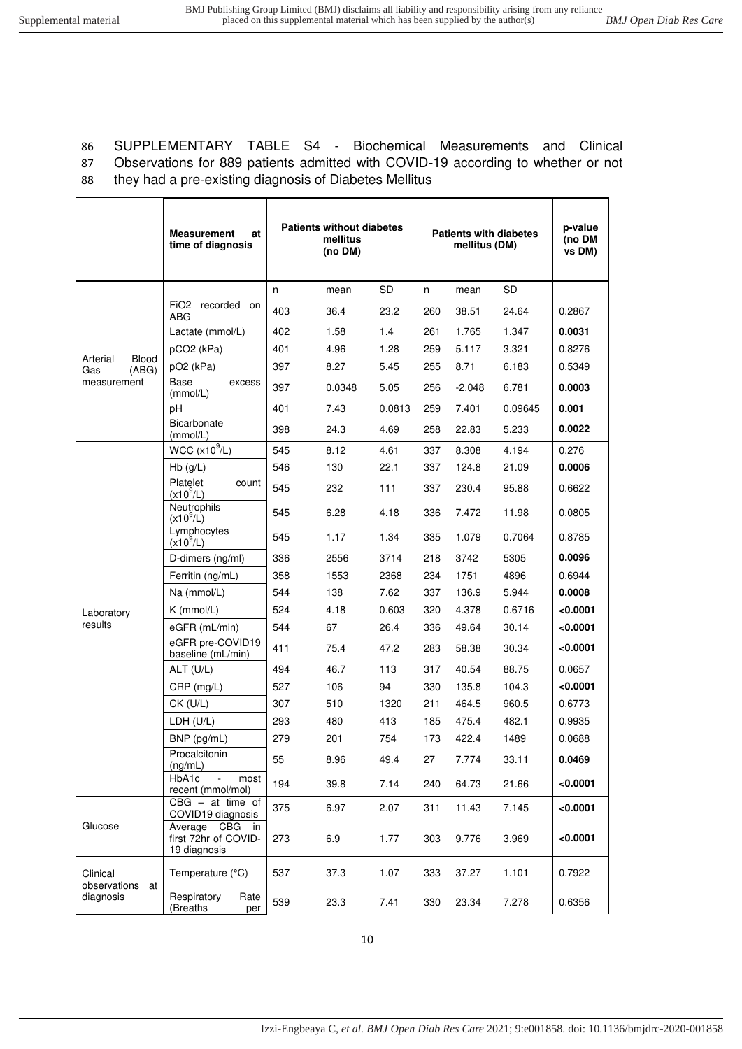86 SUPPLEMENTARY TABLE S4 - Biochemical Measurements and Clinical
87 Observations for 889 patients admitted with COVID-19 according to whether or not
88 they had a pre-existing diagnosis of Diabetes Mellitus

| | **Measurement at time of diagnosis** | **Patients without diabetes mellitus (no DM)** | | | **Patients with diabetes mellitus (DM)** | | | **p-value (no DM vs DM)** |
|---|---|---|---|---|---|---|---|---|
| | | n | mean | SD | n | mean | SD | |
| Arterial Blood Gas (ABG) measurement | $FiO_2$ recorded on ABG | 403 | 36.4 | 23.2 | 260 | 38.51 | 24.64 | 0.2867 |
| | Lactate (mmol/L) | 402 | 1.58 | 1.4 | 261 | 1.765 | 1.347 | **0.0031** |
| | $pCO_2$ (kPa) | 401 | 4.96 | 1.28 | 259 | 5.117 | 3.321 | 0.8276 |
| | $pO_2$ (kPa) | 397 | 8.27 | 5.45 | 255 | 8.71 | 6.183 | 0.5349 |
| | Base excess (mmol/L) | 397 | 0.0348 | 5.05 | 256 | -2.048 | 6.781 | **0.0003** |
| | pH | 401 | 7.43 | 0.0813 | 259 | 7.401 | 0.09645 | **0.001** |
| | Bicarbonate (mmol/L) | 398 | 24.3 | 4.69 | 258 | 22.83 | 5.233 | **0.0022** |
| Laboratory results | WCC ($x10^9$/L) | 545 | 8.12 | 4.61 | 337 | 8.308 | 4.194 | 0.276 |
| | Hb (g/L) | 546 | 130 | 22.1 | 337 | 124.8 | 21.09 | **0.0006** |
| | Platelet count ($x10^9$/L) | 545 | 232 | 111 | 337 | 230.4 | 95.88 | 0.6622 |
| | Neutrophils ($x10^9$/L) | 545 | 6.28 | 4.18 | 336 | 7.472 | 11.98 | 0.0805 |
| | Lymphocytes ($x10^9$/L) | 545 | 1.17 | 1.34 | 335 | 1.079 | 0.7064 | 0.8785 |
| | D-dimers (ng/ml) | 336 | 2556 | 3714 | 218 | 3742 | 5305 | **0.0096** |
| | Ferritin (ng/mL) | 358 | 1553 | 2368 | 234 | 1751 | 4896 | 0.6944 |
| | Na (mmol/L) | 544 | 138 | 7.62 | 337 | 136.9 | 5.944 | **0.0008** |
| | K (mmol/L) | 524 | 4.18 | 0.603 | 320 | 4.378 | 0.6716 | **<0.0001** |
| | eGFR (mL/min) | 544 | 67 | 26.4 | 336 | 49.64 | 30.14 | **<0.0001** |
| | eGFR pre-COVID19 baseline (mL/min) | 411 | 75.4 | 47.2 | 283 | 58.38 | 30.34 | **<0.0001** |
| | ALT (U/L) | 494 | 46.7 | 113 | 317 | 40.54 | 88.75 | 0.0657 |
| | CRP (mg/L) | 527 | 106 | 94 | 330 | 135.8 | 104.3 | **<0.0001** |
| | CK (U/L) | 307 | 510 | 1320 | 211 | 464.5 | 960.5 | 0.6773 |
| | LDH (U/L) | 293 | 480 | 413 | 185 | 475.4 | 482.1 | 0.9935 |
| | BNP (pg/mL) | 279 | 201 | 754 | 173 | 422.4 | 1489 | 0.0688 |
| | Procalcitonin (ng/mL) | 55 | 8.96 | 49.4 | 27 | 7.774 | 33.11 | **0.0469** |
| | HbA1c - most recent (mmol/mol) | 194 | 39.8 | 7.14 | 240 | 64.73 | 21.66 | **<0.0001** |
| Glucose | CBG – at time of COVID19 diagnosis | 375 | 6.97 | 2.07 | 311 | 11.43 | 7.145 | **<0.0001** |
| | Average CBG in first 72hr of COVID-19 diagnosis | 273 | 6.9 | 1.77 | 303 | 9.776 | 3.969 | **<0.0001** |
| Clinical observations at diagnosis | Temperature (°C) | 537 | 37.3 | 1.07 | 333 | 37.27 | 1.101 | 0.7922 |
| | Respiratory Rate (Breaths per | 539 | 23.3 | 7.41 | 330 | 23.34 | 7.278 | 0.6356 |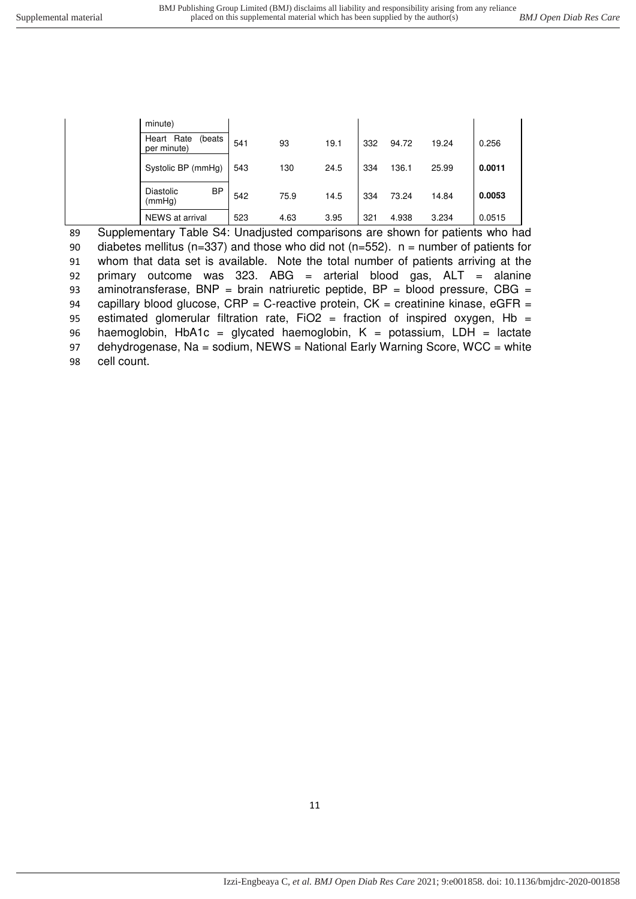| | | | | | | | |
|---|---|---|---|---|---|---|---|
| minute) | | | | | | | |
| Heart Rate (beats per minute) | 541 | 93 | 19.1 | 332 | 94.72 | 19.24 | 0.256 |
| Systolic BP (mmHg) | 543 | 130 | 24.5 | 334 | 136.1 | 25.99 | **0.0011** |
| Diastolic BP (mmHg) | 542 | 75.9 | 14.5 | 334 | 73.24 | 14.84 | **0.0053** |
| NEWS at arrival | 523 | 4.63 | 3.95 | 321 | 4.938 | 3.234 | 0.0515 |

Supplementary Table S4: Unadjusted comparisons are shown for patients who had diabetes mellitus (n=337) and those who did not (n=552). n = number of patients for whom that data set is available. Note the total number of patients arriving at the primary outcome was 323. ABG = arterial blood gas, ALT = alanine aminotransferase, BNP = brain natriuretic peptide, BP = blood pressure, CBG = capillary blood glucose, CRP = C-reactive protein, CK = creatinine kinase, eGFR = estimated glomerular filtration rate, FiO2 = fraction of inspired oxygen, Hb = haemoglobin, HbA1c = glycated haemoglobin, K = potassium, LDH = lactate dehydrogenase, Na = sodium, NEWS = National Early Warning Score, WCC = white cell count.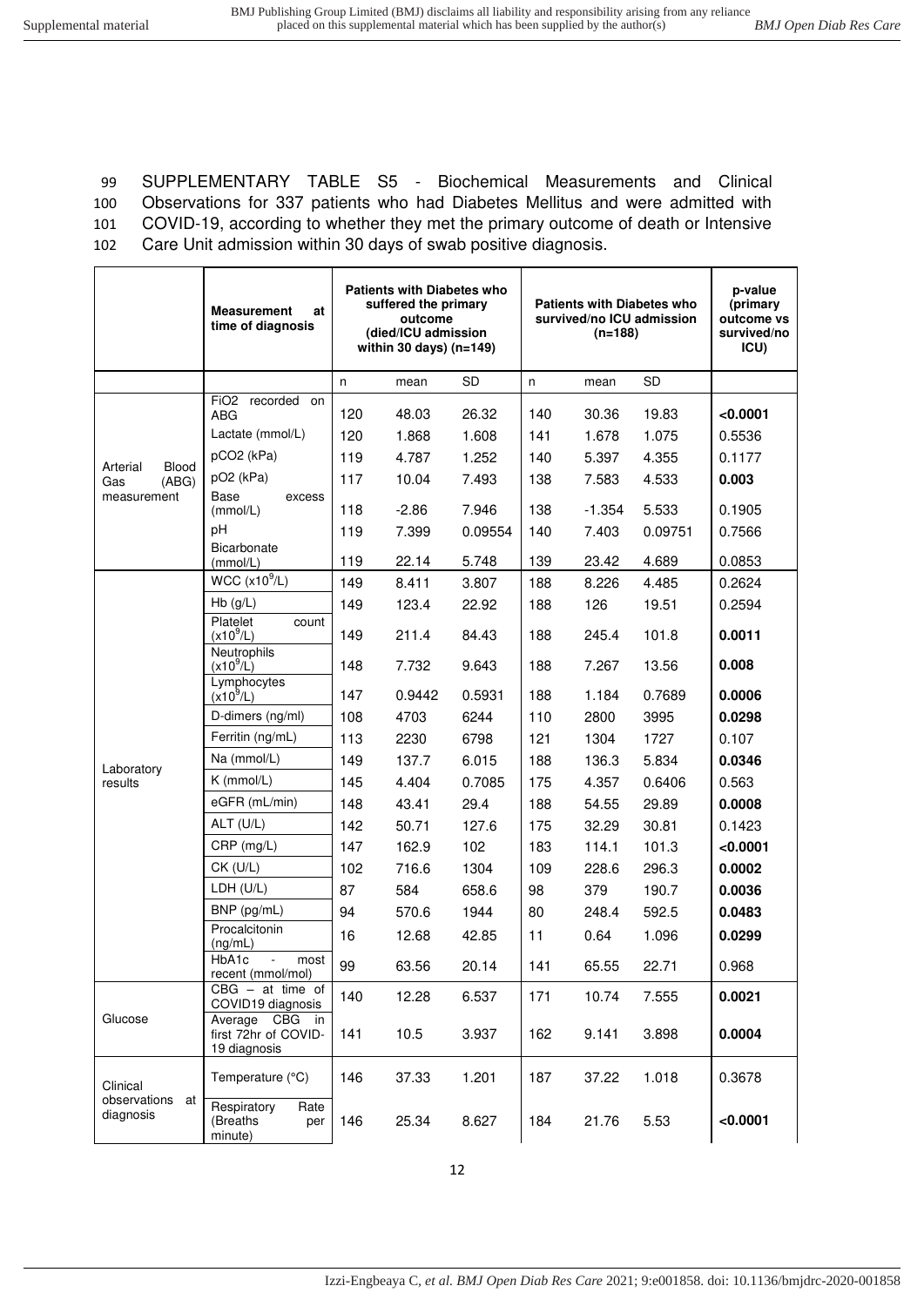SUPPLEMENTARY TABLE S5 - Biochemical Measurements and Clinical Observations for 337 patients who had Diabetes Mellitus and were admitted with COVID-19, according to whether they met the primary outcome of death or Intensive Care Unit admission within 30 days of swab positive diagnosis.

| | **Measurement at time of diagnosis** | **Patients with Diabetes who suffered the primary outcome (died/ICU admission within 30 days) (n=149)** | | | **Patients with Diabetes who survived/no ICU admission (n=188)** | | | **p-value (primary outcome vs survived/no ICU)** |
|---|---|---|---|---|---|---|---|---|
| | | n | mean | SD | n | mean | SD | |
| Arterial Blood Gas (ABG) measurement | $FiO_2$ recorded on ABG | 120 | 48.03 | 26.32 | 140 | 30.36 | 19.83 | **<0.0001** |
| | Lactate (mmol/L) | 120 | 1.868 | 1.608 | 141 | 1.678 | 1.075 | 0.5536 |
| | $pCO_2$ (kPa) | 119 | 4.787 | 1.252 | 140 | 5.397 | 4.355 | 0.1177 |
| | $pO_2$ (kPa) | 117 | 10.04 | 7.493 | 138 | 7.583 | 4.533 | **0.003** |
| | Base excess (mmol/L) | 118 | -2.86 | 7.946 | 138 | -1.354 | 5.533 | 0.1905 |
| | pH | 119 | 7.399 | 0.09554 | 140 | 7.403 | 0.09751 | 0.7566 |
| | Bicarbonate (mmol/L) | 119 | 22.14 | 5.748 | 139 | 23.42 | 4.689 | 0.0853 |
| Laboratory results | WCC ($x10^9$/L) | 149 | 8.411 | 3.807 | 188 | 8.226 | 4.485 | 0.2624 |
| | Hb (g/L) | 149 | 123.4 | 22.92 | 188 | 126 | 19.51 | 0.2594 |
| | Platelet count ($x10^9$/L) | 149 | 211.4 | 84.43 | 188 | 245.4 | 101.8 | **0.0011** |
| | Neutrophils ($x10^9$/L) | 148 | 7.732 | 9.643 | 188 | 7.267 | 13.56 | **0.008** |
| | Lymphocytes ($x10^9$/L) | 147 | 0.9442 | 0.5931 | 188 | 1.184 | 0.7689 | **0.0006** |
| | D-dimers (ng/ml) | 108 | 4703 | 6244 | 110 | 2800 | 3995 | **0.0298** |
| | Ferritin (ng/mL) | 113 | 2230 | 6798 | 121 | 1304 | 1727 | 0.107 |
| | Na (mmol/L) | 149 | 137.7 | 6.015 | 188 | 136.3 | 5.834 | **0.0346** |
| | K (mmol/L) | 145 | 4.404 | 0.7085 | 175 | 4.357 | 0.6406 | 0.563 |
| | eGFR (mL/min) | 148 | 43.41 | 29.4 | 188 | 54.55 | 29.89 | **0.0008** |
| | ALT (U/L) | 142 | 50.71 | 127.6 | 175 | 32.29 | 30.81 | 0.1423 |
| | CRP (mg/L) | 147 | 162.9 | 102 | 183 | 114.1 | 101.3 | **<0.0001** |
| | CK (U/L) | 102 | 716.6 | 1304 | 109 | 228.6 | 296.3 | **0.0002** |
| | LDH (U/L) | 87 | 584 | 658.6 | 98 | 379 | 190.7 | **0.0036** |
| | BNP (pg/mL) | 94 | 570.6 | 1944 | 80 | 248.4 | 592.5 | **0.0483** |
| | Procalcitonin (ng/mL) | 16 | 12.68 | 42.85 | 11 | 0.64 | 1.096 | **0.0299** |
| | HbA1c - most recent (mmol/mol) | 99 | 63.56 | 20.14 | 141 | 65.55 | 22.71 | 0.968 |
| Glucose | CBG – at time of COVID19 diagnosis | 140 | 12.28 | 6.537 | 171 | 10.74 | 7.555 | **0.0021** |
| | Average CBG in first 72hr of COVID-19 diagnosis | 141 | 10.5 | 3.937 | 162 | 9.141 | 3.898 | **0.0004** |
| Clinical observations at diagnosis | Temperature (°C) | 146 | 37.33 | 1.201 | 187 | 37.22 | 1.018 | 0.3678 |
| | Respiratory Rate (Breaths per minute) | 146 | 25.34 | 8.627 | 184 | 21.76 | 5.53 | **<0.0001** |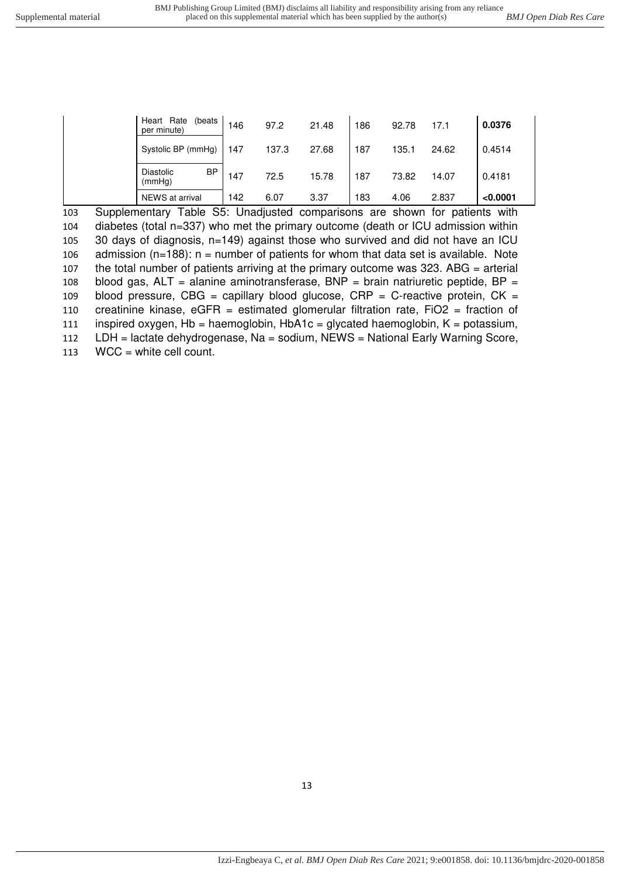| | | | | | | | | |
|---|---|---|---|---|---|---|---|---|
| | Heart Rate (beats per minute) | 146 | 97.2 | 21.48 | 186 | 92.78 | 17.1 | **0.0376** |
| | Systolic BP (mmHg) | 147 | 137.3 | 27.68 | 187 | 135.1 | 24.62 | 0.4514 |
| | Diastolic BP (mmHg) | 147 | 72.5 | 15.78 | 187 | 73.82 | 14.07 | 0.4181 |
| | NEWS at arrival | 142 | 6.07 | 3.37 | 183 | 4.06 | 2.837 | **<0.0001** |

Supplementary Table S5: Unadjusted comparisons are shown for patients with diabetes (total n=337) who met the primary outcome (death or ICU admission within 30 days of diagnosis, n=149) against those who survived and did not have an ICU admission (n=188): n = number of patients for whom that data set is available. Note the total number of patients arriving at the primary outcome was 323. ABG = arterial blood gas, ALT = alanine aminotransferase, BNP = brain natriuretic peptide, BP = blood pressure, CBG = capillary blood glucose, CRP = C-reactive protein, CK = creatinine kinase, eGFR = estimated glomerular filtration rate, FiO2 = fraction of inspired oxygen, Hb = haemoglobin, HbA1c = glycated haemoglobin, K = potassium, LDH = lactate dehydrogenase, Na = sodium, NEWS = National Early Warning Score, WCC = white cell count.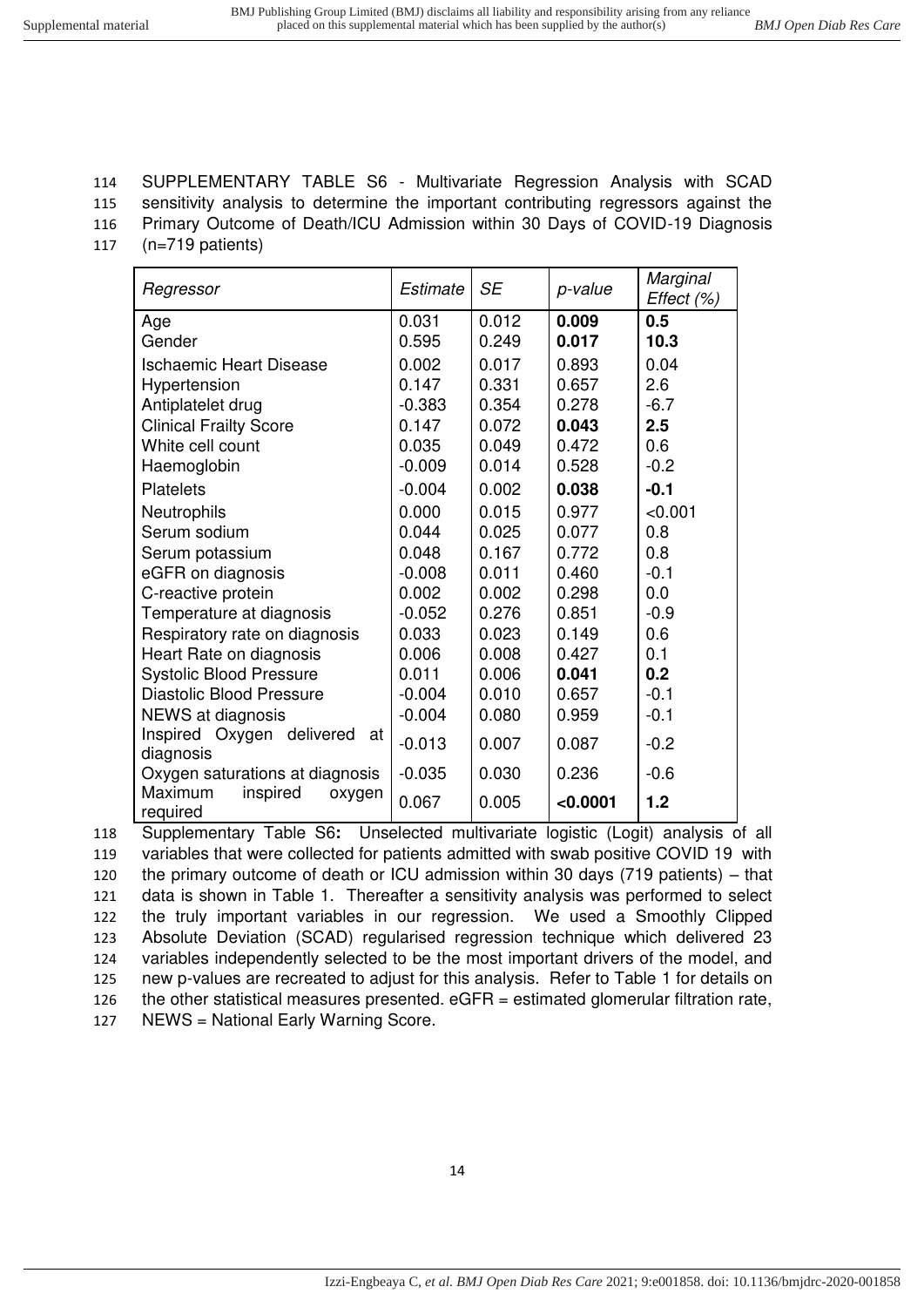SUPPLEMENTARY TABLE S6 - Multivariate Regression Analysis with SCAD sensitivity analysis to determine the important contributing regressors against the Primary Outcome of Death/ICU Admission within 30 Days of COVID-19 Diagnosis (n=719 patients)

| *Regressor* | *Estimate* | *SE* | *p-value* | *Marginal Effect (%)* |
|---|---|---|---|---|
| Age | 0.031 | 0.012 | **0.009** | **0.5** |
| Gender | 0.595 | 0.249 | **0.017** | **10.3** |
| Ischaemic Heart Disease | 0.002 | 0.017 | 0.893 | 0.04 |
| Hypertension | 0.147 | 0.331 | 0.657 | 2.6 |
| Antiplatelet drug | -0.383 | 0.354 | 0.278 | -6.7 |
| Clinical Frailty Score | 0.147 | 0.072 | **0.043** | **2.5** |
| White cell count | 0.035 | 0.049 | 0.472 | 0.6 |
| Haemoglobin | -0.009 | 0.014 | 0.528 | -0.2 |
| Platelets | -0.004 | 0.002 | **0.038** | **-0.1** |
| Neutrophils | 0.000 | 0.015 | 0.977 | <0.001 |
| Serum sodium | 0.044 | 0.025 | 0.077 | 0.8 |
| Serum potassium | 0.048 | 0.167 | 0.772 | 0.8 |
| eGFR on diagnosis | -0.008 | 0.011 | 0.460 | -0.1 |
| C-reactive protein | 0.002 | 0.002 | 0.298 | 0.0 |
| Temperature at diagnosis | -0.052 | 0.276 | 0.851 | -0.9 |
| Respiratory rate on diagnosis | 0.033 | 0.023 | 0.149 | 0.6 |
| Heart Rate on diagnosis | 0.006 | 0.008 | 0.427 | 0.1 |
| Systolic Blood Pressure | 0.011 | 0.006 | **0.041** | **0.2** |
| Diastolic Blood Pressure | -0.004 | 0.010 | 0.657 | -0.1 |
| NEWS at diagnosis | -0.004 | 0.080 | 0.959 | -0.1 |
| Inspired Oxygen delivered at diagnosis | -0.013 | 0.007 | 0.087 | -0.2 |
| Oxygen saturations at diagnosis | -0.035 | 0.030 | 0.236 | -0.6 |
| Maximum inspired oxygen required | 0.067 | 0.005 | **<0.0001** | **1.2** |

Supplementary Table S6**:** Unselected multivariate logistic (Logit) analysis of all variables that were collected for patients admitted with swab positive COVID 19 with the primary outcome of death or ICU admission within 30 days (719 patients) – that data is shown in Table 1. Thereafter a sensitivity analysis was performed to select the truly important variables in our regression. We used a Smoothly Clipped Absolute Deviation (SCAD) regularised regression technique which delivered 23 variables independently selected to be the most important drivers of the model, and new p-values are recreated to adjust for this analysis. Refer to Table 1 for details on the other statistical measures presented. eGFR = estimated glomerular filtration rate, NEWS = National Early Warning Score.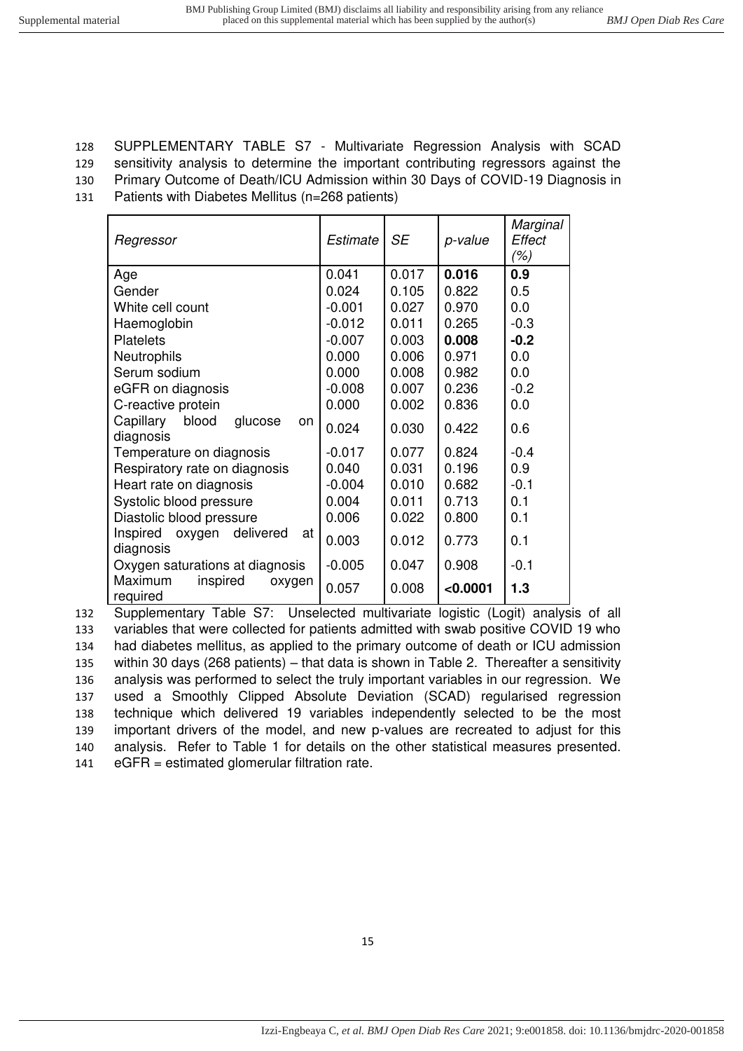SUPPLEMENTARY TABLE S7 - Multivariate Regression Analysis with SCAD sensitivity analysis to determine the important contributing regressors against the Primary Outcome of Death/ICU Admission within 30 Days of COVID-19 Diagnosis in Patients with Diabetes Mellitus (n=268 patients)

| *Regressor* | *Estimate* | *SE* | *p-value* | *Marginal Effect (%)* |
|---|---|---|---|---|
| Age | 0.041 | 0.017 | **0.016** | **0.9** |
| Gender | 0.024 | 0.105 | 0.822 | 0.5 |
| White cell count | -0.001 | 0.027 | 0.970 | 0.0 |
| Haemoglobin | -0.012 | 0.011 | 0.265 | -0.3 |
| Platelets | -0.007 | 0.003 | **0.008** | **-0.2** |
| Neutrophils | 0.000 | 0.006 | 0.971 | 0.0 |
| Serum sodium | 0.000 | 0.008 | 0.982 | 0.0 |
| eGFR on diagnosis | -0.008 | 0.007 | 0.236 | -0.2 |
| C-reactive protein | 0.000 | 0.002 | 0.836 | 0.0 |
| Capillary blood glucose on diagnosis | 0.024 | 0.030 | 0.422 | 0.6 |
| Temperature on diagnosis | -0.017 | 0.077 | 0.824 | -0.4 |
| Respiratory rate on diagnosis | 0.040 | 0.031 | 0.196 | 0.9 |
| Heart rate on diagnosis | -0.004 | 0.010 | 0.682 | -0.1 |
| Systolic blood pressure | 0.004 | 0.011 | 0.713 | 0.1 |
| Diastolic blood pressure | 0.006 | 0.022 | 0.800 | 0.1 |
| Inspired oxygen delivered at diagnosis | 0.003 | 0.012 | 0.773 | 0.1 |
| Oxygen saturations at diagnosis | -0.005 | 0.047 | 0.908 | -0.1 |
| Maximum inspired oxygen required | 0.057 | 0.008 | **<0.0001** | **1.3** |

Supplementary Table S7: Unselected multivariate logistic (Logit) analysis of all variables that were collected for patients admitted with swab positive COVID 19 who had diabetes mellitus, as applied to the primary outcome of death or ICU admission within 30 days (268 patients) – that data is shown in Table 2. Thereafter a sensitivity analysis was performed to select the truly important variables in our regression. We used a Smoothly Clipped Absolute Deviation (SCAD) regularised regression technique which delivered 19 variables independently selected to be the most important drivers of the model, and new p-values are recreated to adjust for this analysis. Refer to Table 1 for details on the other statistical measures presented. eGFR = estimated glomerular filtration rate.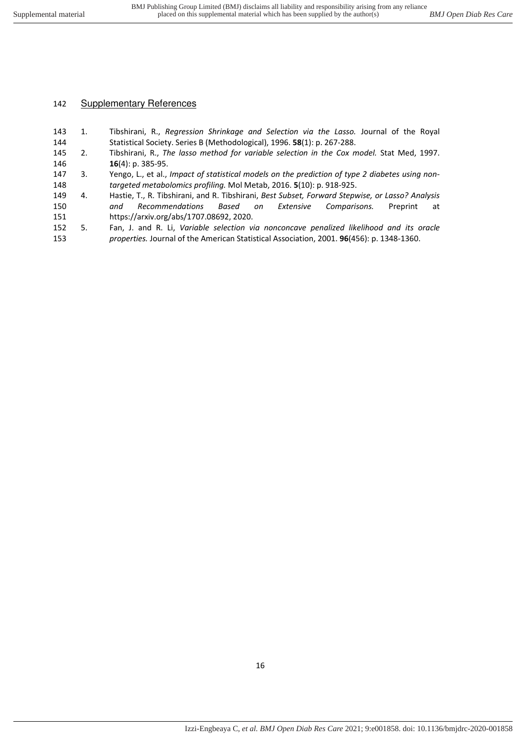## Supplementary References

1. Tibshirani, R., *Regression Shrinkage and Selection via the Lasso.* Journal of the Royal Statistical Society. Series B (Methodological), 1996. **58**(1): p. 267-288.
2. Tibshirani, R., *The lasso method for variable selection in the Cox model.* Stat Med, 1997. **16**(4): p. 385-95.
3. Yengo, L., et al., *Impact of statistical models on the prediction of type 2 diabetes using non-targeted metabolomics profiling.* Mol Metab, 2016. **5**(10): p. 918-925.
4. Hastie, T., R. Tibshirani, and R. Tibshirani, *Best Subset, Forward Stepwise, or Lasso? Analysis and Recommendations Based on Extensive Comparisons.* Preprint at https://arxiv.org/abs/1707.08692, 2020.
5. Fan, J. and R. Li, *Variable selection via nonconcave penalized likelihood and its oracle properties.* Journal of the American Statistical Association, 2001. **96**(456): p. 1348-1360.